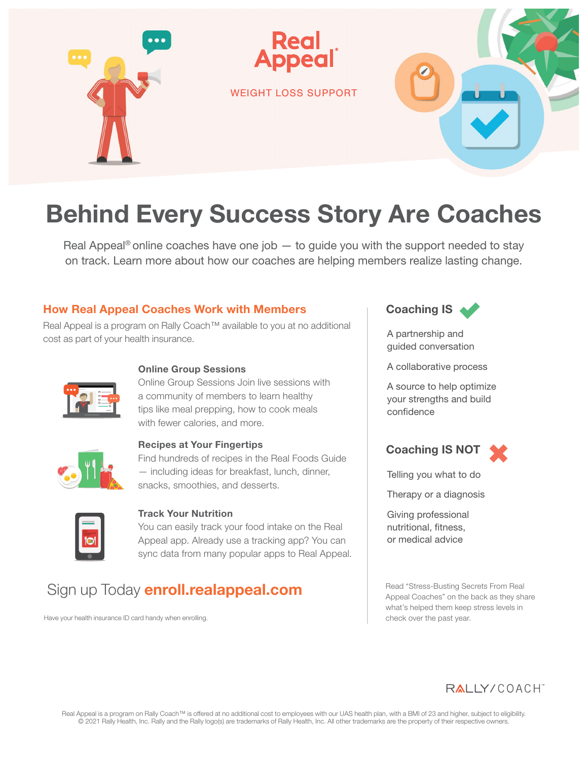# Real Appeal®

WEIGHT LOSS SUPPORT

# Behind Every Success Story Are Coaches

Real Appeal® online coaches have one job — to guide you with the support needed to stay on track. Learn more about how our coaches are helping members realize lasting change.

## How Real Appeal Coaches Work with Members

Real Appeal is a program on Rally Coach™ available to you at no additional cost as part of your health insurance.

### Online Group Sessions

Online Group Sessions Join live sessions with a community of members to learn healthy tips like meal prepping, how to cook meals with fewer calories, and more.

### Recipes at Your Fingertips

Find hundreds of recipes in the Real Foods Guide — including ideas for breakfast, lunch, dinner, snacks, smoothies, and desserts.

### Track Your Nutrition

You can easily track your food intake on the Real Appeal app. Already use a tracking app? You can sync data from many popular apps to Real Appeal.

Sign up Today **enroll.realappeal.com**

Have your health insurance ID card handy when enrolling.

## Coaching IS ✔

A partnership and guided conversation

A collaborative process

A source to help optimize your strengths and build confidence

## Coaching IS NOT ✖

Telling you what to do

Therapy or a diagnosis

Giving professional nutritional, fitness, or medical advice

Read "Stress-Busting Secrets From Real Appeal Coaches" on the back as they share what's helped them keep stress levels in check over the past year.

RALLY/COACH™

Real Appeal is a program on Rally Coach™ is offered at no additional cost to employees with our UAS health plan, with a BMI of 23 and higher, subject to eligibility.
© 2021 Rally Health, Inc. Rally and the Rally logo(s) are trademarks of Rally Health, Inc. All other trademarks are the property of their respective owners.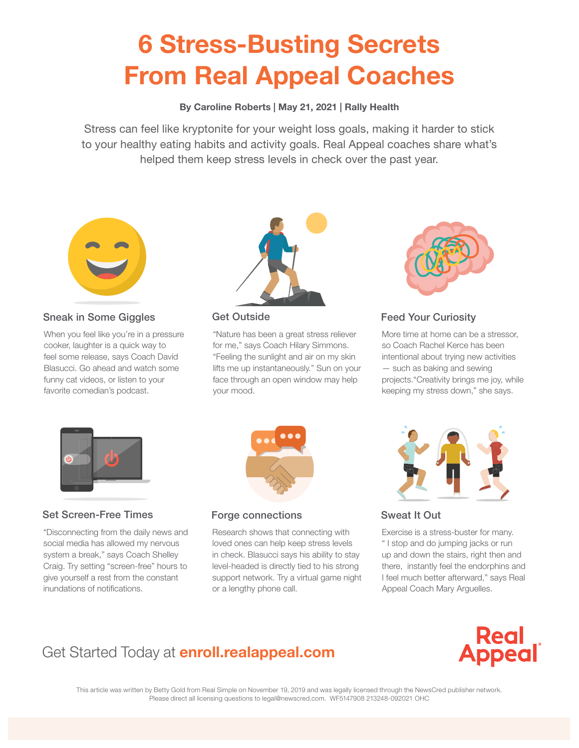# 6 Stress-Busting Secrets From Real Appeal Coaches

**By Caroline Roberts | May 21, 2021 | Rally Health**

Stress can feel like kryptonite for your weight loss goals, making it harder to stick to your healthy eating habits and activity goals. Real Appeal coaches share what's helped them keep stress levels in check over the past year.

### Sneak in Some Giggles

When you feel like you're in a pressure cooker, laughter is a quick way to feel some release, says Coach David Blasucci. Go ahead and watch some funny cat videos, or listen to your favorite comedian's podcast.

### Get Outside

"Nature has been a great stress reliever for me," says Coach Hilary Simmons. "Feeling the sunlight and air on my skin lifts me up instantaneously." Sun on your face through an open window may help your mood.

### Feed Your Curiosity

More time at home can be a stressor, so Coach Rachel Kerce has been intentional about trying new activities — such as baking and sewing projects."Creativity brings me joy, while keeping my stress down," she says.

### Set Screen-Free Times

"Disconnecting from the daily news and social media has allowed my nervous system a break," says Coach Shelley Craig. Try setting "screen-free" hours to give yourself a rest from the constant inundations of notifications.

### Forge connections

Research shows that connecting with loved ones can help keep stress levels in check. Blasucci says his ability to stay level-headed is directly tied to his strong support network. Try a virtual game night or a lengthy phone call.

### Sweat It Out

Exercise is a stress-buster for many. " I stop and do jumping jacks or run up and down the stairs, right then and there, instantly feel the endorphins and I feel much better afterward," says Real Appeal Coach Mary Arguelles.

Get Started Today at **enroll.realappeal.com**

Real Appeal®

This article was written by Betty Gold from Real Simple on November 19, 2019 and was legally licensed through the NewsCred publisher network. Please direct all licensing questions to legal@newscred.com. WF5147908 213248-092021 OHC